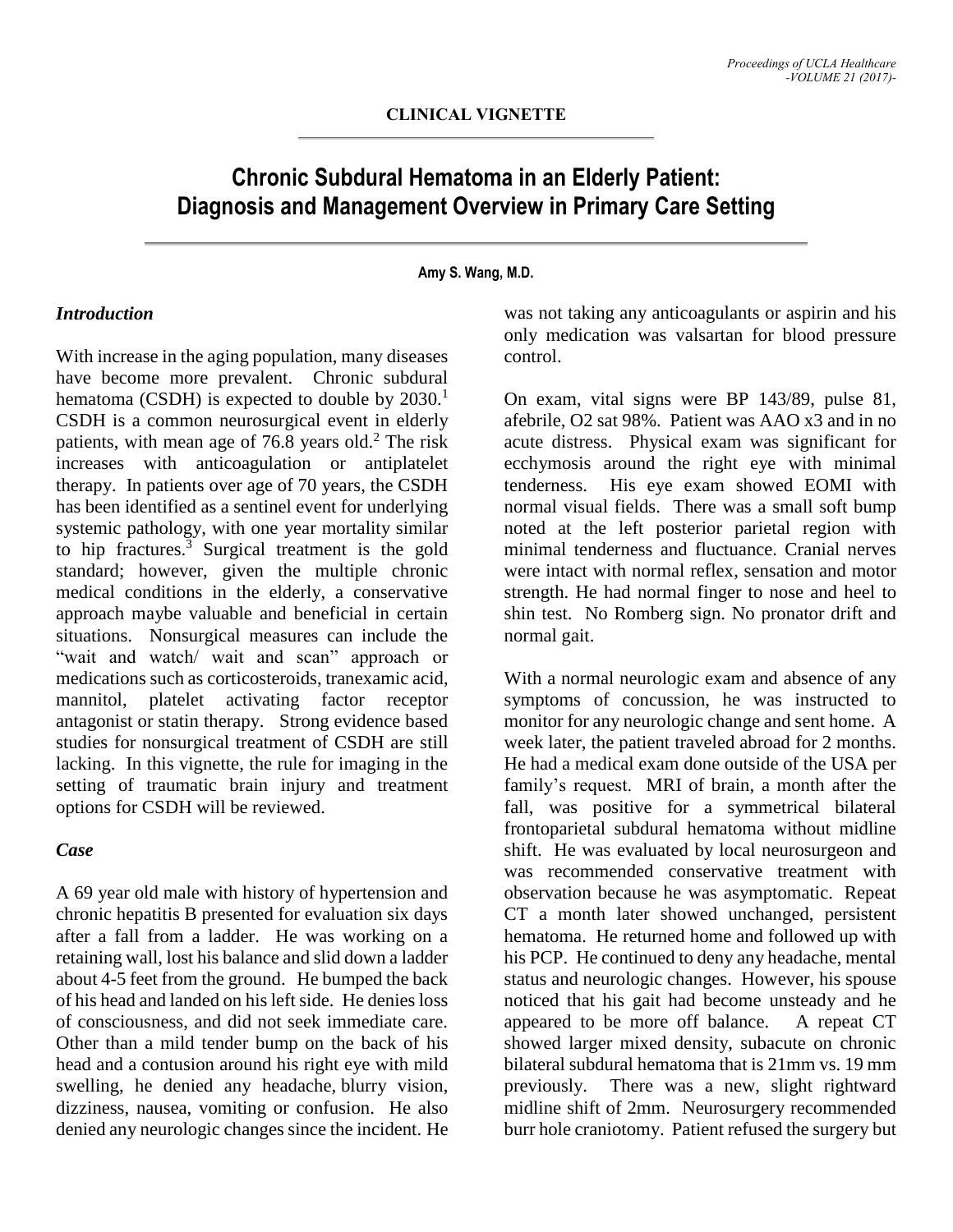**CLINICAL VIGNETTE**

# Chronic Subdural Hematoma in an Elderly Patient: Diagnosis and Management Overview in Primary Care Setting

**Amy S. Wang, M.D.**

### *Introduction*

With increase in the aging population, many diseases have become more prevalent. Chronic subdural hematoma (CSDH) is expected to double by 2030.[1] CSDH is a common neurosurgical event in elderly patients, with mean age of 76.8 years old.[2] The risk increases with anticoagulation or antiplatelet therapy. In patients over age of 70 years, the CSDH has been identified as a sentinel event for underlying systemic pathology, with one year mortality similar to hip fractures.[3] Surgical treatment is the gold standard; however, given the multiple chronic medical conditions in the elderly, a conservative approach maybe valuable and beneficial in certain situations. Nonsurgical measures can include the "wait and watch/ wait and scan" approach or medications such as corticosteroids, tranexamic acid, mannitol, platelet activating factor receptor antagonist or statin therapy. Strong evidence based studies for nonsurgical treatment of CSDH are still lacking. In this vignette, the rule for imaging in the setting of traumatic brain injury and treatment options for CSDH will be reviewed.

### *Case*

A 69 year old male with history of hypertension and chronic hepatitis B presented for evaluation six days after a fall from a ladder. He was working on a retaining wall, lost his balance and slid down a ladder about 4-5 feet from the ground. He bumped the back of his head and landed on his left side. He denies loss of consciousness, and did not seek immediate care. Other than a mild tender bump on the back of his head and a contusion around his right eye with mild swelling, he denied any headache, blurry vision, dizziness, nausea, vomiting or confusion. He also denied any neurologic changes since the incident. He was not taking any anticoagulants or aspirin and his only medication was valsartan for blood pressure control.

On exam, vital signs were BP 143/89, pulse 81, afebrile, O2 sat 98%. Patient was AAO x3 and in no acute distress. Physical exam was significant for ecchymosis around the right eye with minimal tenderness. His eye exam showed EOMI with normal visual fields. There was a small soft bump noted at the left posterior parietal region with minimal tenderness and fluctuance. Cranial nerves were intact with normal reflex, sensation and motor strength. He had normal finger to nose and heel to shin test. No Romberg sign. No pronator drift and normal gait.

With a normal neurologic exam and absence of any symptoms of concussion, he was instructed to monitor for any neurologic change and sent home. A week later, the patient traveled abroad for 2 months. He had a medical exam done outside of the USA per family's request. MRI of brain, a month after the fall, was positive for a symmetrical bilateral frontoparietal subdural hematoma without midline shift. He was evaluated by local neurosurgeon and was recommended conservative treatment with observation because he was asymptomatic. Repeat CT a month later showed unchanged, persistent hematoma. He returned home and followed up with his PCP. He continued to deny any headache, mental status and neurologic changes. However, his spouse noticed that his gait had become unsteady and he appeared to be more off balance. A repeat CT showed larger mixed density, subacute on chronic bilateral subdural hematoma that is 21mm vs. 19 mm previously. There was a new, slight rightward midline shift of 2mm. Neurosurgery recommended burr hole craniotomy. Patient refused the surgery but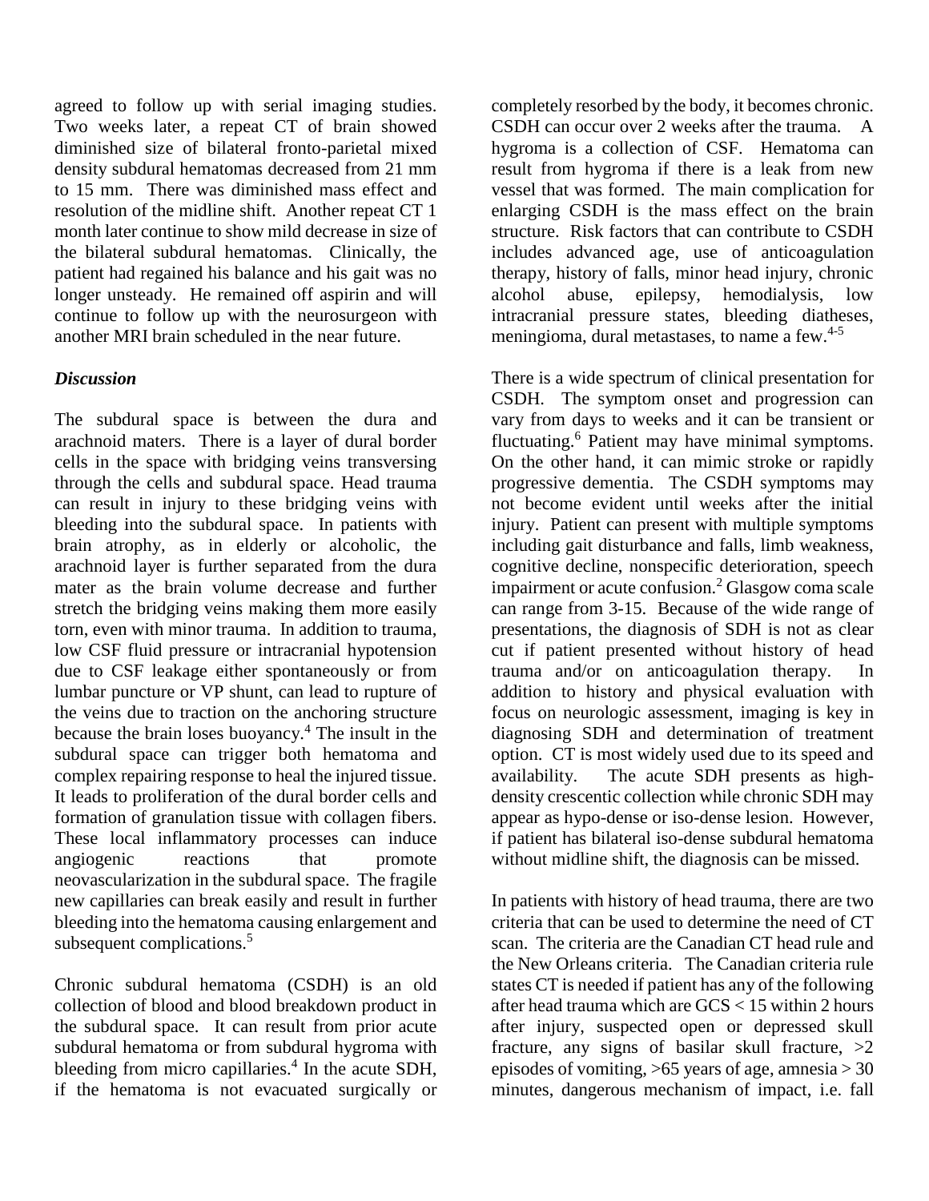agreed to follow up with serial imaging studies. Two weeks later, a repeat CT of brain showed diminished size of bilateral fronto-parietal mixed density subdural hematomas decreased from 21 mm to 15 mm. There was diminished mass effect and resolution of the midline shift. Another repeat CT 1 month later continue to show mild decrease in size of the bilateral subdural hematomas. Clinically, the patient had regained his balance and his gait was no longer unsteady. He remained off aspirin and will continue to follow up with the neurosurgeon with another MRI brain scheduled in the near future.

### *Discussion*

The subdural space is between the dura and arachnoid maters. There is a layer of dural border cells in the space with bridging veins transversing through the cells and subdural space. Head trauma can result in injury to these bridging veins with bleeding into the subdural space. In patients with brain atrophy, as in elderly or alcoholic, the arachnoid layer is further separated from the dura mater as the brain volume decrease and further stretch the bridging veins making them more easily torn, even with minor trauma. In addition to trauma, low CSF fluid pressure or intracranial hypotension due to CSF leakage either spontaneously or from lumbar puncture or VP shunt, can lead to rupture of the veins due to traction on the anchoring structure because the brain loses buoyancy.[4] The insult in the subdural space can trigger both hematoma and complex repairing response to heal the injured tissue. It leads to proliferation of the dural border cells and formation of granulation tissue with collagen fibers. These local inflammatory processes can induce angiogenic reactions that promote neovascularization in the subdural space. The fragile new capillaries can break easily and result in further bleeding into the hematoma causing enlargement and subsequent complications.[5]

Chronic subdural hematoma (CSDH) is an old collection of blood and blood breakdown product in the subdural space. It can result from prior acute subdural hematoma or from subdural hygroma with bleeding from micro capillaries.[4] In the acute SDH, if the hematoma is not evacuated surgically or completely resorbed by the body, it becomes chronic. CSDH can occur over 2 weeks after the trauma. A hygroma is a collection of CSF. Hematoma can result from hygroma if there is a leak from new vessel that was formed. The main complication for enlarging CSDH is the mass effect on the brain structure. Risk factors that can contribute to CSDH includes advanced age, use of anticoagulation therapy, history of falls, minor head injury, chronic alcohol abuse, epilepsy, hemodialysis, low intracranial pressure states, bleeding diatheses, meningioma, dural metastases, to name a few.[4-5]

There is a wide spectrum of clinical presentation for CSDH. The symptom onset and progression can vary from days to weeks and it can be transient or fluctuating.[6] Patient may have minimal symptoms. On the other hand, it can mimic stroke or rapidly progressive dementia. The CSDH symptoms may not become evident until weeks after the initial injury. Patient can present with multiple symptoms including gait disturbance and falls, limb weakness, cognitive decline, nonspecific deterioration, speech impairment or acute confusion.[2] Glasgow coma scale can range from 3-15. Because of the wide range of presentations, the diagnosis of SDH is not as clear cut if patient presented without history of head trauma and/or on anticoagulation therapy. In addition to history and physical evaluation with focus on neurologic assessment, imaging is key in diagnosing SDH and determination of treatment option. CT is most widely used due to its speed and availability. The acute SDH presents as high-density crescentic collection while chronic SDH may appear as hypo-dense or iso-dense lesion. However, if patient has bilateral iso-dense subdural hematoma without midline shift, the diagnosis can be missed.

In patients with history of head trauma, there are two criteria that can be used to determine the need of CT scan. The criteria are the Canadian CT head rule and the New Orleans criteria. The Canadian criteria rule states CT is needed if patient has any of the following after head trauma which are GCS < 15 within 2 hours after injury, suspected open or depressed skull fracture, any signs of basilar skull fracture, >2 episodes of vomiting, >65 years of age, amnesia > 30 minutes, dangerous mechanism of impact, i.e. fall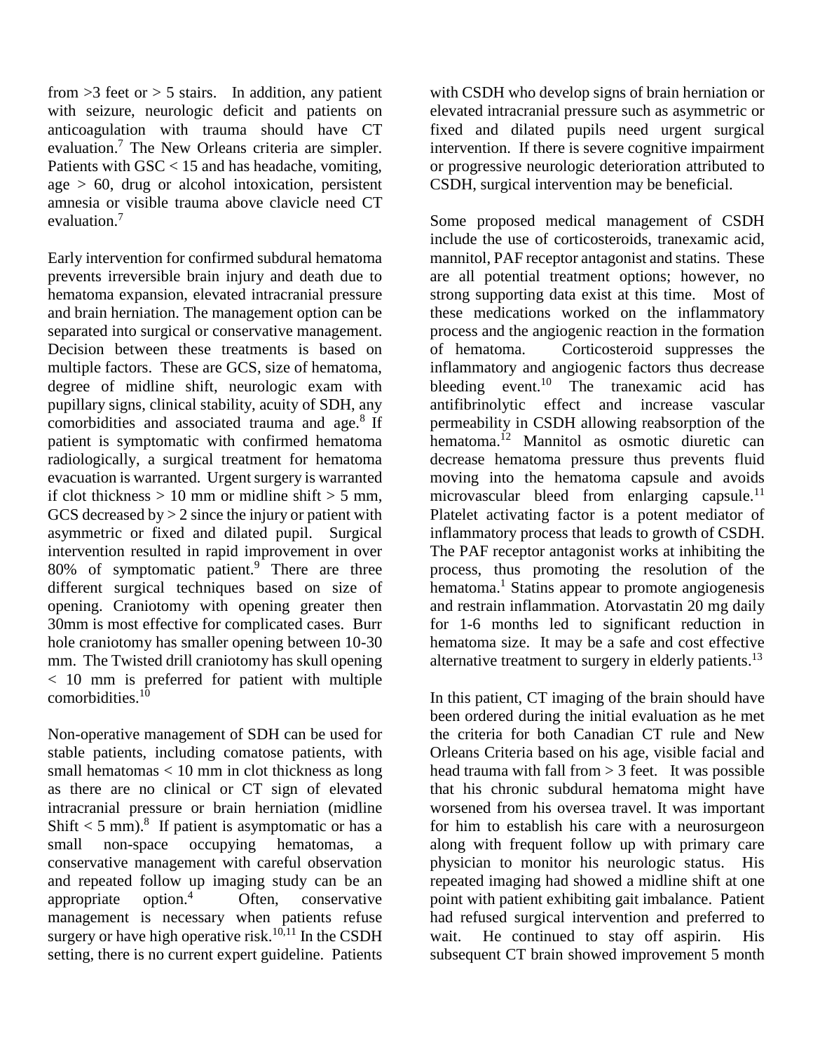from >3 feet or > 5 stairs. In addition, any patient with seizure, neurologic deficit and patients on anticoagulation with trauma should have CT evaluation.[7] The New Orleans criteria are simpler. Patients with GSC < 15 and has headache, vomiting, age > 60, drug or alcohol intoxication, persistent amnesia or visible trauma above clavicle need CT evaluation.[7]

Early intervention for confirmed subdural hematoma prevents irreversible brain injury and death due to hematoma expansion, elevated intracranial pressure and brain herniation. The management option can be separated into surgical or conservative management. Decision between these treatments is based on multiple factors. These are GCS, size of hematoma, degree of midline shift, neurologic exam with pupillary signs, clinical stability, acuity of SDH, any comorbidities and associated trauma and age.[8] If patient is symptomatic with confirmed hematoma radiologically, a surgical treatment for hematoma evacuation is warranted. Urgent surgery is warranted if clot thickness > 10 mm or midline shift > 5 mm, GCS decreased by > 2 since the injury or patient with asymmetric or fixed and dilated pupil. Surgical intervention resulted in rapid improvement in over 80% of symptomatic patient.[9] There are three different surgical techniques based on size of opening. Craniotomy with opening greater then 30mm is most effective for complicated cases. Burr hole craniotomy has smaller opening between 10-30 mm. The Twisted drill craniotomy has skull opening < 10 mm is preferred for patient with multiple comorbidities.[10]

Non-operative management of SDH can be used for stable patients, including comatose patients, with small hematomas < 10 mm in clot thickness as long as there are no clinical or CT sign of elevated intracranial pressure or brain herniation (midline Shift < 5 mm).[8] If patient is asymptomatic or has a small non-space occupying hematomas, a conservative management with careful observation and repeated follow up imaging study can be an appropriate option.[4] Often, conservative management is necessary when patients refuse surgery or have high operative risk.[10,11] In the CSDH setting, there is no current expert guideline. Patients with CSDH who develop signs of brain herniation or elevated intracranial pressure such as asymmetric or fixed and dilated pupils need urgent surgical intervention. If there is severe cognitive impairment or progressive neurologic deterioration attributed to CSDH, surgical intervention may be beneficial.

Some proposed medical management of CSDH include the use of corticosteroids, tranexamic acid, mannitol, PAF receptor antagonist and statins. These are all potential treatment options; however, no strong supporting data exist at this time. Most of these medications worked on the inflammatory process and the angiogenic reaction in the formation of hematoma. Corticosteroid suppresses the inflammatory and angiogenic factors thus decrease bleeding event.[10] The tranexamic acid has antifibrinolytic effect and increase vascular permeability in CSDH allowing reabsorption of the hematoma.[12] Mannitol as osmotic diuretic can decrease hematoma pressure thus prevents fluid moving into the hematoma capsule and avoids microvascular bleed from enlarging capsule.[11] Platelet activating factor is a potent mediator of inflammatory process that leads to growth of CSDH. The PAF receptor antagonist works at inhibiting the process, thus promoting the resolution of the hematoma.[1] Statins appear to promote angiogenesis and restrain inflammation. Atorvastatin 20 mg daily for 1-6 months led to significant reduction in hematoma size. It may be a safe and cost effective alternative treatment to surgery in elderly patients.[13]

In this patient, CT imaging of the brain should have been ordered during the initial evaluation as he met the criteria for both Canadian CT rule and New Orleans Criteria based on his age, visible facial and head trauma with fall from > 3 feet. It was possible that his chronic subdural hematoma might have worsened from his oversea travel. It was important for him to establish his care with a neurosurgeon along with frequent follow up with primary care physician to monitor his neurologic status. His repeated imaging had showed a midline shift at one point with patient exhibiting gait imbalance. Patient had refused surgical intervention and preferred to wait. He continued to stay off aspirin. His subsequent CT brain showed improvement 5 month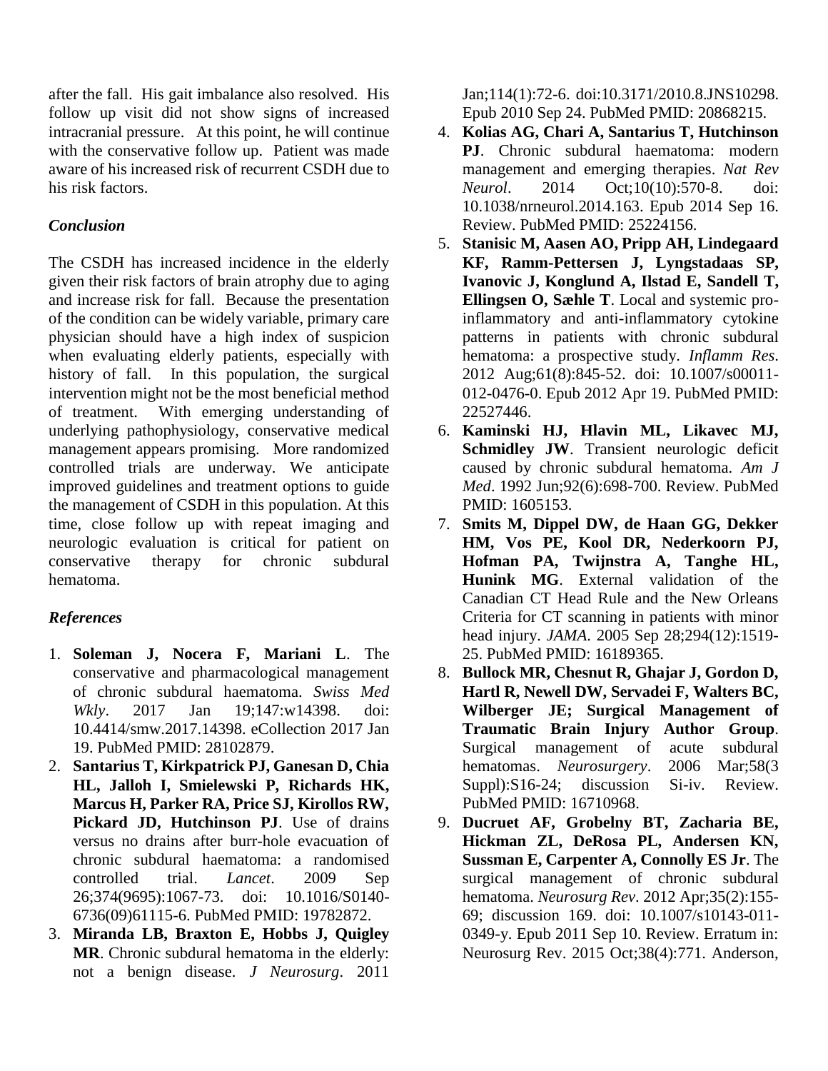after the fall. His gait imbalance also resolved. His follow up visit did not show signs of increased intracranial pressure. At this point, he will continue with the conservative follow up. Patient was made aware of his increased risk of recurrent CSDH due to his risk factors.

### *Conclusion*

The CSDH has increased incidence in the elderly given their risk factors of brain atrophy due to aging and increase risk for fall. Because the presentation of the condition can be widely variable, primary care physician should have a high index of suspicion when evaluating elderly patients, especially with history of fall. In this population, the surgical intervention might not be the most beneficial method of treatment. With emerging understanding of underlying pathophysiology, conservative medical management appears promising. More randomized controlled trials are underway. We anticipate improved guidelines and treatment options to guide the management of CSDH in this population. At this time, close follow up with repeat imaging and neurologic evaluation is critical for patient on conservative therapy for chronic subdural hematoma.

### *References*

1. **Soleman J, Nocera F, Mariani L**. The conservative and pharmacological management of chronic subdural haematoma. *Swiss Med Wkly*. 2017 Jan 19;147:w14398. doi: 10.4414/smw.2017.14398. eCollection 2017 Jan 19. PubMed PMID: 28102879.
2. **Santarius T, Kirkpatrick PJ, Ganesan D, Chia HL, Jalloh I, Smielewski P, Richards HK, Marcus H, Parker RA, Price SJ, Kirollos RW, Pickard JD, Hutchinson PJ**. Use of drains versus no drains after burr-hole evacuation of chronic subdural haematoma: a randomised controlled trial. *Lancet*. 2009 Sep 26;374(9695):1067-73. doi: 10.1016/S0140-6736(09)61115-6. PubMed PMID: 19782872.
3. **Miranda LB, Braxton E, Hobbs J, Quigley MR**. Chronic subdural hematoma in the elderly: not a benign disease. *J Neurosurg*. 2011 Jan;114(1):72-6. doi:10.3171/2010.8.JNS10298. Epub 2010 Sep 24. PubMed PMID: 20868215.
4. **Kolias AG, Chari A, Santarius T, Hutchinson PJ**. Chronic subdural haematoma: modern management and emerging therapies. *Nat Rev Neurol*. 2014 Oct;10(10):570-8. doi: 10.1038/nrneurol.2014.163. Epub 2014 Sep 16. Review. PubMed PMID: 25224156.
5. **Stanisic M, Aasen AO, Pripp AH, Lindegaard KF, Ramm-Pettersen J, Lyngstadaas SP, Ivanovic J, Konglund A, Ilstad E, Sandell T, Ellingsen O, Sæhle T**. Local and systemic pro-inflammatory and anti-inflammatory cytokine patterns in patients with chronic subdural hematoma: a prospective study. *Inflamm Res*. 2012 Aug;61(8):845-52. doi: 10.1007/s00011-012-0476-0. Epub 2012 Apr 19. PubMed PMID: 22527446.
6. **Kaminski HJ, Hlavin ML, Likavec MJ, Schmidley JW**. Transient neurologic deficit caused by chronic subdural hematoma. *Am J Med*. 1992 Jun;92(6):698-700. Review. PubMed PMID: 1605153.
7. **Smits M, Dippel DW, de Haan GG, Dekker HM, Vos PE, Kool DR, Nederkoorn PJ, Hofman PA, Twijnstra A, Tanghe HL, Hunink MG**. External validation of the Canadian CT Head Rule and the New Orleans Criteria for CT scanning in patients with minor head injury. *JAMA*. 2005 Sep 28;294(12):1519-25. PubMed PMID: 16189365.
8. **Bullock MR, Chesnut R, Ghajar J, Gordon D, Hartl R, Newell DW, Servadei F, Walters BC, Wilberger JE; Surgical Management of Traumatic Brain Injury Author Group**. Surgical management of acute subdural hematomas. *Neurosurgery*. 2006 Mar;58(3 Suppl):S16-24; discussion Si-iv. Review. PubMed PMID: 16710968.
9. **Ducruet AF, Grobelny BT, Zacharia BE, Hickman ZL, DeRosa PL, Andersen KN, Sussman E, Carpenter A, Connolly ES Jr**. The surgical management of chronic subdural hematoma. *Neurosurg Rev*. 2012 Apr;35(2):155-69; discussion 169. doi: 10.1007/s10143-011-0349-y. Epub 2011 Sep 10. Review. Erratum in: Neurosurg Rev. 2015 Oct;38(4):771. Anderson,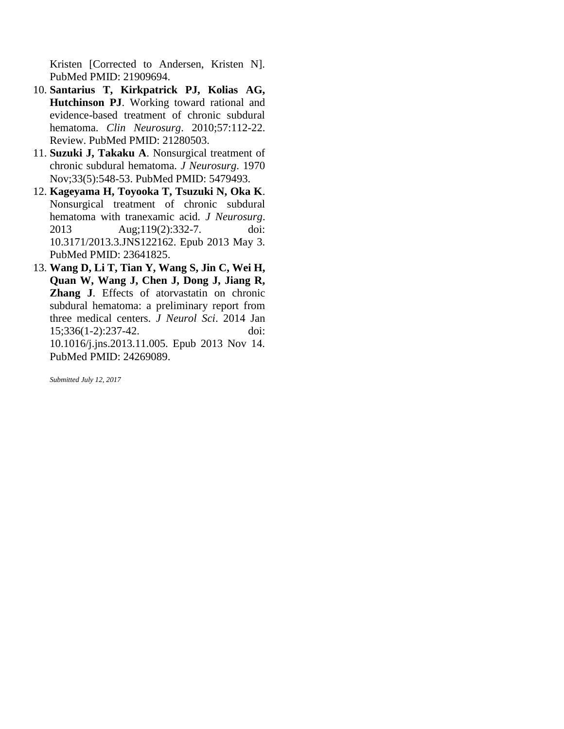Kristen [Corrected to Andersen, Kristen N]. PubMed PMID: 21909694.

10. **Santarius T, Kirkpatrick PJ, Kolias AG, Hutchinson PJ**. Working toward rational and evidence-based treatment of chronic subdural hematoma. *Clin Neurosurg*. 2010;57:112-22. Review. PubMed PMID: 21280503.
11. **Suzuki J, Takaku A**. Nonsurgical treatment of chronic subdural hematoma. *J Neurosurg*. 1970 Nov;33(5):548-53. PubMed PMID: 5479493.
12. **Kageyama H, Toyooka T, Tsuzuki N, Oka K**. Nonsurgical treatment of chronic subdural hematoma with tranexamic acid. *J Neurosurg*. 2013 Aug;119(2):332-7. doi: 10.3171/2013.3.JNS122162. Epub 2013 May 3. PubMed PMID: 23641825.
13. **Wang D, Li T, Tian Y, Wang S, Jin C, Wei H, Quan W, Wang J, Chen J, Dong J, Jiang R, Zhang J**. Effects of atorvastatin on chronic subdural hematoma: a preliminary report from three medical centers. *J Neurol Sci*. 2014 Jan 15;336(1-2):237-42. doi: 10.1016/j.jns.2013.11.005. Epub 2013 Nov 14. PubMed PMID: 24269089.

*Submitted July 12, 2017*